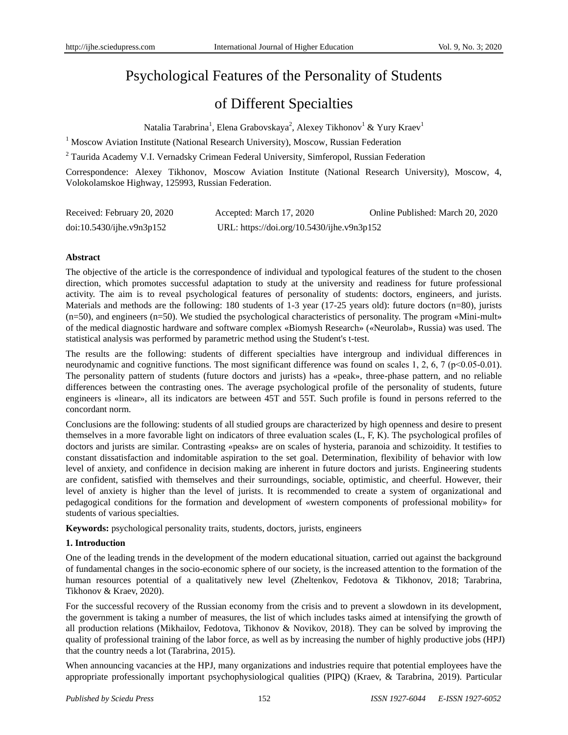# Psychological Features of the Personality of Students of Different Specialties

Natalia Tarabrina[1], Elena Grabovskaya[2], Alexey Tikhonov[1] & Yury Kraev[1]

[1] Moscow Aviation Institute (National Research University), Moscow, Russian Federation

[2] Taurida Academy V.I. Vernadsky Crimean Federal University, Simferopol, Russian Federation

Correspondence: Alexey Tikhonov, Moscow Aviation Institute (National Research University), Moscow, 4, Volokolamskoe Highway, 125993, Russian Federation.

Received: February 20, 2020 Accepted: March 17, 2020 Online Published: March 20, 2020

doi:10.5430/ijhe.v9n3p152 URL: https://doi.org/10.5430/ijhe.v9n3p152

**Abstract**

The objective of the article is the correspondence of individual and typological features of the student to the chosen direction, which promotes successful adaptation to study at the university and readiness for future professional activity. The aim is to reveal psychological features of personality of students: doctors, engineers, and jurists. Materials and methods are the following: 180 students of 1-3 year (17-25 years old): future doctors (n=80), jurists (n=50), and engineers (n=50). We studied the psychological characteristics of personality. The program «Mini-mult» of the medical diagnostic hardware and software complex «Biomysh Research» («Neurolab», Russia) was used. The statistical analysis was performed by parametric method using the Student's t-test.

The results are the following: students of different specialties have intergroup and individual differences in neurodynamic and cognitive functions. The most significant difference was found on scales 1, 2, 6, 7 ($p<0.05$-$0.01$). The personality pattern of students (future doctors and jurists) has a «peak», three-phase pattern, and no reliable differences between the contrasting ones. The average psychological profile of the personality of students, future engineers is «linear», all its indicators are between 45T and 55T. Such profile is found in persons referred to the concordant norm.

Conclusions are the following: students of all studied groups are characterized by high openness and desire to present themselves in a more favorable light on indicators of three evaluation scales (L, F, K). The psychological profiles of doctors and jurists are similar. Contrasting «peaks» are on scales of hysteria, paranoia and schizoidity. It testifies to constant dissatisfaction and indomitable aspiration to the set goal. Determination, flexibility of behavior with low level of anxiety, and confidence in decision making are inherent in future doctors and jurists. Engineering students are confident, satisfied with themselves and their surroundings, sociable, optimistic, and cheerful. However, their level of anxiety is higher than the level of jurists. It is recommended to create a system of organizational and pedagogical conditions for the formation and development of «western components of professional mobility» for students of various specialties.

**Keywords:** psychological personality traits, students, doctors, jurists, engineers

## 1. Introduction

One of the leading trends in the development of the modern educational situation, carried out against the background of fundamental changes in the socio-economic sphere of our society, is the increased attention to the formation of the human resources potential of a qualitatively new level (Zheltenkov, Fedotova & Tikhonov, 2018; Tarabrina, Tikhonov & Kraev, 2020).

For the successful recovery of the Russian economy from the crisis and to prevent a slowdown in its development, the government is taking a number of measures, the list of which includes tasks aimed at intensifying the growth of all production relations (Mikhailov, Fedotova, Tikhonov & Novikov, 2018). They can be solved by improving the quality of professional training of the labor force, as well as by increasing the number of highly productive jobs (HPJ) that the country needs a lot (Tarabrina, 2015).

When announcing vacancies at the HPJ, many organizations and industries require that potential employees have the appropriate professionally important psychophysiological qualities (PIPQ) (Kraev, & Tarabrina, 2019). Particular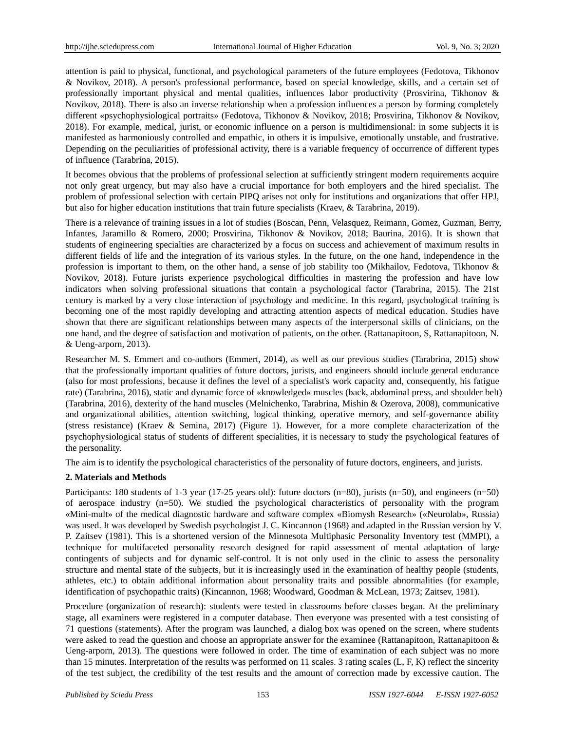attention is paid to physical, functional, and psychological parameters of the future employees (Fedotova, Tikhonov & Novikov, 2018). A person's professional performance, based on special knowledge, skills, and a certain set of professionally important physical and mental qualities, influences labor productivity (Prosvirina, Tikhonov & Novikov, 2018). There is also an inverse relationship when a profession influences a person by forming completely different «psychophysiological portraits» (Fedotova, Tikhonov & Novikov, 2018; Prosvirina, Tikhonov & Novikov, 2018). For example, medical, jurist, or economic influence on a person is multidimensional: in some subjects it is manifested as harmoniously controlled and empathic, in others it is impulsive, emotionally unstable, and frustrative. Depending on the peculiarities of professional activity, there is a variable frequency of occurrence of different types of influence (Tarabrina, 2015).

It becomes obvious that the problems of professional selection at sufficiently stringent modern requirements acquire not only great urgency, but may also have a crucial importance for both employers and the hired specialist. The problem of professional selection with certain PIPQ arises not only for institutions and organizations that offer HPJ, but also for higher education institutions that train future specialists (Kraev, & Tarabrina, 2019).

There is a relevance of training issues in a lot of studies (Boscan, Penn, Velasquez, Reimann, Gomez, Guzman, Berry, Infantes, Jaramillo & Romero, 2000; Prosvirina, Tikhonov & Novikov, 2018; Baurina, 2016). It is shown that students of engineering specialties are characterized by a focus on success and achievement of maximum results in different fields of life and the integration of its various styles. In the future, on the one hand, independence in the profession is important to them, on the other hand, a sense of job stability too (Mikhailov, Fedotova, Tikhonov & Novikov, 2018). Future jurists experience psychological difficulties in mastering the profession and have low indicators when solving professional situations that contain a psychological factor (Tarabrina, 2015). The 21st century is marked by a very close interaction of psychology and medicine. In this regard, psychological training is becoming one of the most rapidly developing and attracting attention aspects of medical education. Studies have shown that there are significant relationships between many aspects of the interpersonal skills of clinicians, on the one hand, and the degree of satisfaction and motivation of patients, on the other. (Rattanapitoon, S, Rattanapitoon, N. & Ueng-arporn, 2013).

Researcher M. S. Emmert and co-authors (Emmert, 2014), as well as our previous studies (Tarabrina, 2015) show that the professionally important qualities of future doctors, jurists, and engineers should include general endurance (also for most professions, because it defines the level of a specialist's work capacity and, consequently, his fatigue rate) (Tarabrina, 2016), static and dynamic force of «knowledged» muscles (back, abdominal press, and shoulder belt) (Tarabrina, 2016), dexterity of the hand muscles (Melnichenko, Tarabrina, Mishin & Ozerova, 2008), communicative and organizational abilities, attention switching, logical thinking, operative memory, and self-governance ability (stress resistance) (Kraev & Semina, 2017) (Figure 1). However, for a more complete characterization of the psychophysiological status of students of different specialities, it is necessary to study the psychological features of the personality.

The aim is to identify the psychological characteristics of the personality of future doctors, engineers, and jurists.

## 2. Materials and Methods

Participants: 180 students of 1-3 year (17-25 years old): future doctors (n=80), jurists (n=50), and engineers (n=50) of aerospace industry (n=50). We studied the psychological characteristics of personality with the program «Mini-mult» of the medical diagnostic hardware and software complex «Biomysh Research» («Neurolab», Russia) was used. It was developed by Swedish psychologist J. C. Kincannon (1968) and adapted in the Russian version by V. P. Zaitsev (1981). This is a shortened version of the Minnesota Multiphasic Personality Inventory test (MMPI), a technique for multifaceted personality research designed for rapid assessment of mental adaptation of large contingents of subjects and for dynamic self-control. It is not only used in the clinic to assess the personality structure and mental state of the subjects, but it is increasingly used in the examination of healthy people (students, athletes, etc.) to obtain additional information about personality traits and possible abnormalities (for example, identification of psychopathic traits) (Kincannon, 1968; Woodward, Goodman & McLean, 1973; Zaitsev, 1981).

Procedure (organization of research): students were tested in classrooms before classes began. At the preliminary stage, all examiners were registered in a computer database. Then everyone was presented with a test consisting of 71 questions (statements). After the program was launched, a dialog box was opened on the screen, where students were asked to read the question and choose an appropriate answer for the examinee (Rattanapitoon, Rattanapitoon & Ueng-arporn, 2013). The questions were followed in order. The time of examination of each subject was no more than 15 minutes. Interpretation of the results was performed on 11 scales. 3 rating scales (L, F, K) reflect the sincerity of the test subject, the credibility of the test results and the amount of correction made by excessive caution. The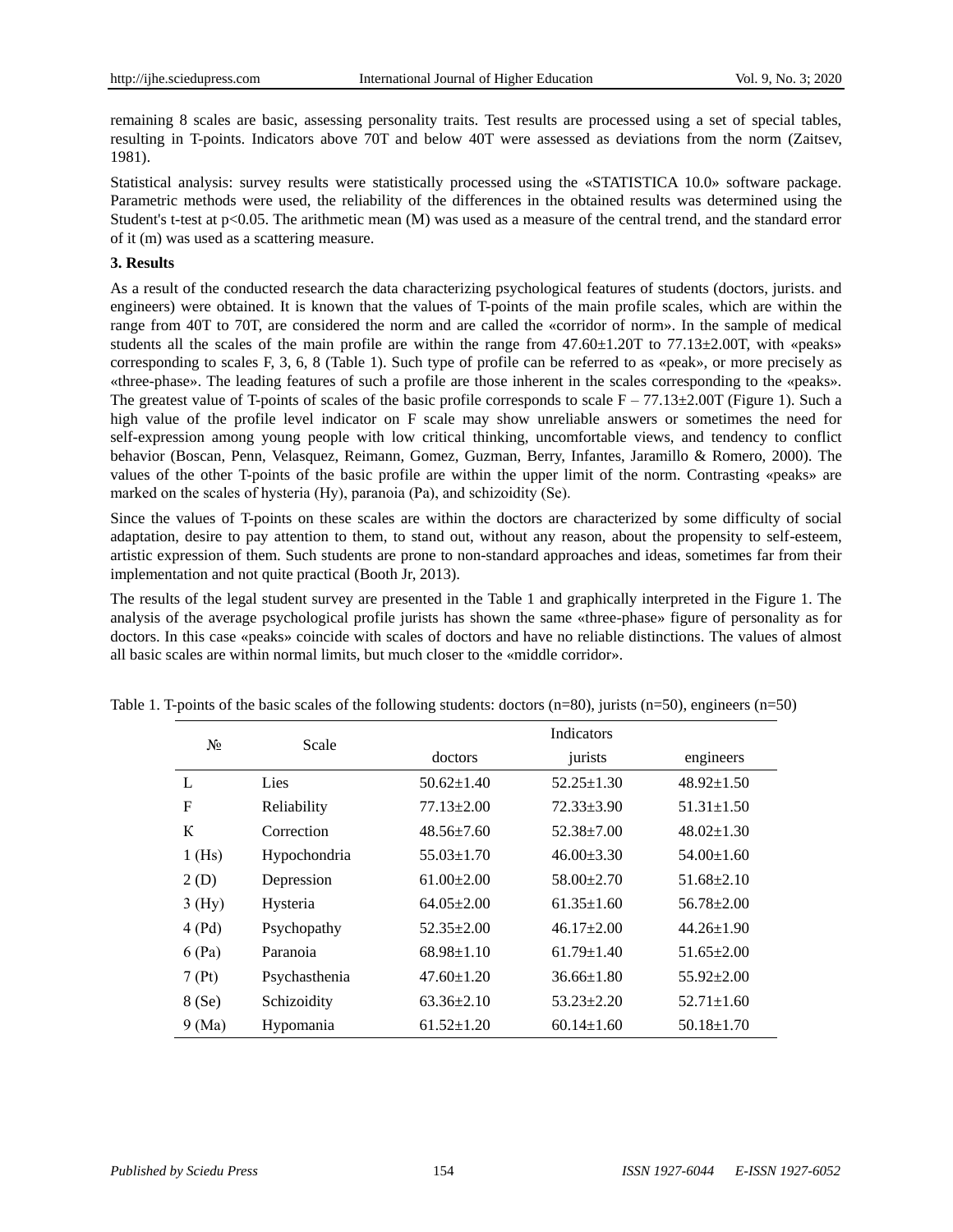remaining 8 scales are basic, assessing personality traits. Test results are processed using a set of special tables, resulting in T-points. Indicators above 70T and below 40T were assessed as deviations from the norm (Zaitsev, 1981).

Statistical analysis: survey results were statistically processed using the «STATISTICA 10.0» software package. Parametric methods were used, the reliability of the differences in the obtained results was determined using the Student's t-test at $p<0.05$. The arithmetic mean (M) was used as a measure of the central trend, and the standard error of it (m) was used as a scattering measure.

## 3. Results

As a result of the conducted research the data characterizing psychological features of students (doctors, jurists. and engineers) were obtained. It is known that the values of T-points of the main profile scales, which are within the range from 40T to 70T, are considered the norm and are called the «corridor of norm». In the sample of medical students all the scales of the main profile are within the range from 47.60±1.20T to 77.13±2.00T, with «peaks» corresponding to scales F, 3, 6, 8 (Table 1). Such type of profile can be referred to as «peak», or more precisely as «three-phase». The leading features of such a profile are those inherent in the scales corresponding to the «peaks». The greatest value of T-points of scales of the basic profile corresponds to scale F – 77.13±2.00T (Figure 1). Such a high value of the profile level indicator on F scale may show unreliable answers or sometimes the need for self-expression among young people with low critical thinking, uncomfortable views, and tendency to conflict behavior (Boscan, Penn, Velasquez, Reimann, Gomez, Guzman, Berry, Infantes, Jaramillo & Romero, 2000). The values of the other T-points of the basic profile are within the upper limit of the norm. Contrasting «peaks» are marked on the scales of hysteria (Hy), paranoia (Pa), and schizoidity (Se).

Since the values of T-points on these scales are within the doctors are characterized by some difficulty of social adaptation, desire to pay attention to them, to stand out, without any reason, about the propensity to self-esteem, artistic expression of them. Such students are prone to non-standard approaches and ideas, sometimes far from their implementation and not quite practical (Booth Jr, 2013).

The results of the legal student survey are presented in the Table 1 and graphically interpreted in the Figure 1. The analysis of the average psychological profile jurists has shown the same «three-phase» figure of personality as for doctors. In this case «peaks» coincide with scales of doctors and have no reliable distinctions. The values of almost all basic scales are within normal limits, but much closer to the «middle corridor».

Table 1. T-points of the basic scales of the following students: doctors (n=80), jurists (n=50), engineers (n=50)

| № | Scale | Indicators | | |
|---|---|---|---|---|
| | | doctors | jurists | engineers |
| L | Lies | 50.62±1.40 | 52.25±1.30 | 48.92±1.50 |
| F | Reliability | 77.13±2.00 | 72.33±3.90 | 51.31±1.50 |
| K | Correction | 48.56±7.60 | 52.38±7.00 | 48.02±1.30 |
| 1 (Hs) | Hypochondria | 55.03±1.70 | 46.00±3.30 | 54.00±1.60 |
| 2 (D) | Depression | 61.00±2.00 | 58.00±2.70 | 51.68±2.10 |
| 3 (Hy) | Hysteria | 64.05±2.00 | 61.35±1.60 | 56.78±2.00 |
| 4 (Pd) | Psychopathy | 52.35±2.00 | 46.17±2.00 | 44.26±1.90 |
| 6 (Pa) | Paranoia | 68.98±1.10 | 61.79±1.40 | 51.65±2.00 |
| 7 (Pt) | Psychasthenia | 47.60±1.20 | 36.66±1.80 | 55.92±2.00 |
| 8 (Se) | Schizoidity | 63.36±2.10 | 53.23±2.20 | 52.71±1.60 |
| 9 (Ma) | Hypomania | 61.52±1.20 | 60.14±1.60 | 50.18±1.70 |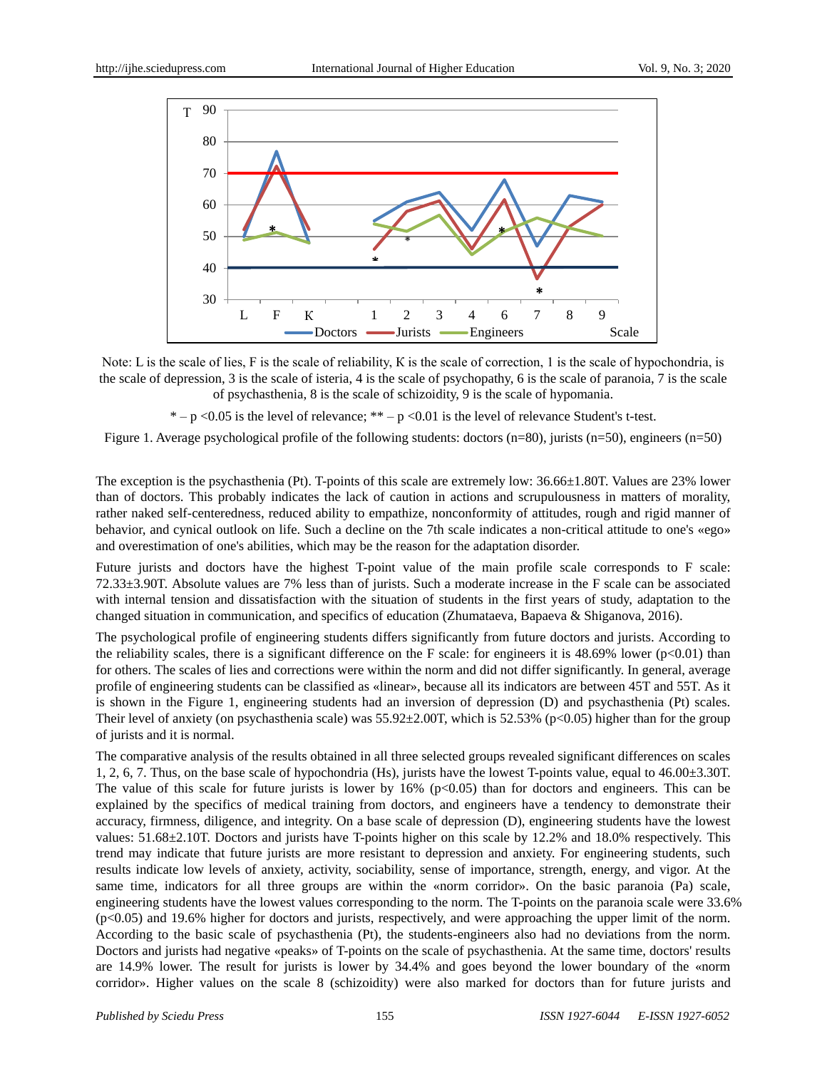Note: L is the scale of lies, F is the scale of reliability, K is the scale of correction, 1 is the scale of hypochondria, is the scale of depression, 3 is the scale of isteria, 4 is the scale of psychopathy, 6 is the scale of paranoia, 7 is the scale of psychasthenia, 8 is the scale of schizoidity, 9 is the scale of hypomania.

* – p <0.05 is the level of relevance; ** – p <0.01 is the level of relevance Student's t-test.

Figure 1. Average psychological profile of the following students: doctors (n=80), jurists (n=50), engineers (n=50)

The exception is the psychasthenia (Pt). T-points of this scale are extremely low: 36.66±1.80T. Values are 23% lower than of doctors. This probably indicates the lack of caution in actions and scrupulousness in matters of morality, rather naked self-centeredness, reduced ability to empathize, nonconformity of attitudes, rough and rigid manner of behavior, and cynical outlook on life. Such a decline on the 7th scale indicates a non-critical attitude to one's «ego» and overestimation of one's abilities, which may be the reason for the adaptation disorder.

Future jurists and doctors have the highest T-point value of the main profile scale corresponds to F scale: 72.33±3.90T. Absolute values are 7% less than of jurists. Such a moderate increase in the F scale can be associated with internal tension and dissatisfaction with the situation of students in the first years of study, adaptation to the changed situation in communication, and specifics of education (Zhumataeva, Bapaeva & Shiganova, 2016).

The psychological profile of engineering students differs significantly from future doctors and jurists. According to the reliability scales, there is a significant difference on the F scale: for engineers it is 48.69% lower ($p<0.01$) than for others. The scales of lies and corrections were within the norm and did not differ significantly. In general, average profile of engineering students can be classified as «linear», because all its indicators are between 45T and 55T. As it is shown in the Figure 1, engineering students had an inversion of depression (D) and psychasthenia (Pt) scales. Their level of anxiety (on psychasthenia scale) was 55.92±2.00T, which is 52.53% ($p<0.05$) higher than for the group of jurists and it is normal.

The comparative analysis of the results obtained in all three selected groups revealed significant differences on scales 1, 2, 6, 7. Thus, on the base scale of hypochondria (Hs), jurists have the lowest T-points value, equal to 46.00±3.30T. The value of this scale for future jurists is lower by 16% ($p<0.05$) than for doctors and engineers. This can be explained by the specifics of medical training from doctors, and engineers have a tendency to demonstrate their accuracy, firmness, diligence, and integrity. On a base scale of depression (D), engineering students have the lowest values: 51.68±2.10T. Doctors and jurists have T-points higher on this scale by 12.2% and 18.0% respectively. This trend may indicate that future jurists are more resistant to depression and anxiety. For engineering students, such results indicate low levels of anxiety, activity, sociability, sense of importance, strength, energy, and vigor. At the same time, indicators for all three groups are within the «norm corridor». On the basic paranoia (Pa) scale, engineering students have the lowest values corresponding to the norm. The T-points on the paranoia scale were 33.6% ($p<0.05$) and 19.6% higher for doctors and jurists, respectively, and were approaching the upper limit of the norm. According to the basic scale of psychasthenia (Pt), the students-engineers also had no deviations from the norm. Doctors and jurists had negative «peaks» of T-points on the scale of psychasthenia. At the same time, doctors' results are 14.9% lower. The result for jurists is lower by 34.4% and goes beyond the lower boundary of the «norm corridor». Higher values on the scale 8 (schizoidity) were also marked for doctors than for future jurists and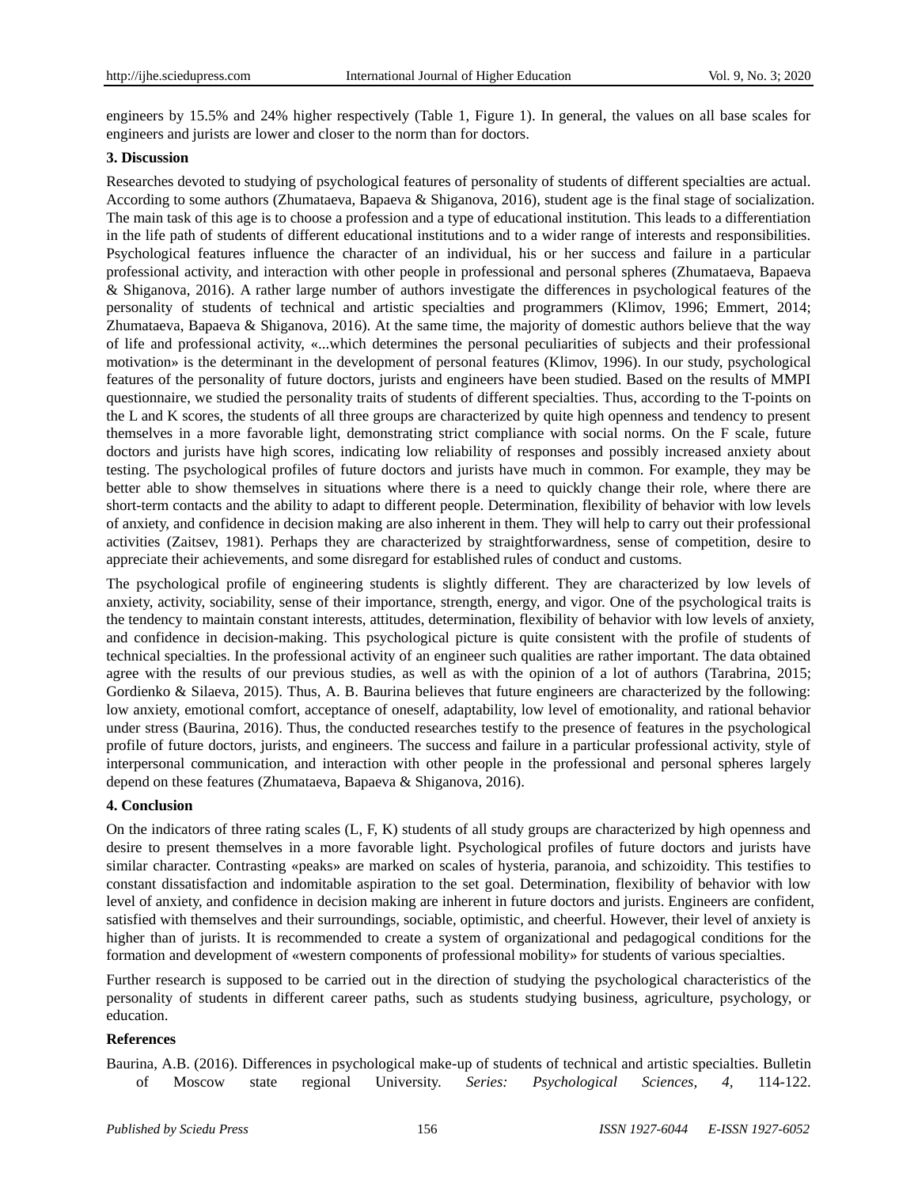engineers by 15.5% and 24% higher respectively (Table 1, Figure 1). In general, the values on all base scales for engineers and jurists are lower and closer to the norm than for doctors.

## 3. Discussion

Researches devoted to studying of psychological features of personality of students of different specialties are actual. According to some authors (Zhumataeva, Bapaeva & Shiganova, 2016), student age is the final stage of socialization. The main task of this age is to choose a profession and a type of educational institution. This leads to a differentiation in the life path of students of different educational institutions and to a wider range of interests and responsibilities. Psychological features influence the character of an individual, his or her success and failure in a particular professional activity, and interaction with other people in professional and personal spheres (Zhumataeva, Bapaeva & Shiganova, 2016). A rather large number of authors investigate the differences in psychological features of the personality of students of technical and artistic specialties and programmers (Klimov, 1996; Emmert, 2014; Zhumataeva, Bapaeva & Shiganova, 2016). At the same time, the majority of domestic authors believe that the way of life and professional activity, «...which determines the personal peculiarities of subjects and their professional motivation» is the determinant in the development of personal features (Klimov, 1996). In our study, psychological features of the personality of future doctors, jurists and engineers have been studied. Based on the results of MMPI questionnaire, we studied the personality traits of students of different specialties. Thus, according to the T-points on the L and K scores, the students of all three groups are characterized by quite high openness and tendency to present themselves in a more favorable light, demonstrating strict compliance with social norms. On the F scale, future doctors and jurists have high scores, indicating low reliability of responses and possibly increased anxiety about testing. The psychological profiles of future doctors and jurists have much in common. For example, they may be better able to show themselves in situations where there is a need to quickly change their role, where there are short-term contacts and the ability to adapt to different people. Determination, flexibility of behavior with low levels of anxiety, and confidence in decision making are also inherent in them. They will help to carry out their professional activities (Zaitsev, 1981). Perhaps they are characterized by straightforwardness, sense of competition, desire to appreciate their achievements, and some disregard for established rules of conduct and customs.

The psychological profile of engineering students is slightly different. They are characterized by low levels of anxiety, activity, sociability, sense of their importance, strength, energy, and vigor. One of the psychological traits is the tendency to maintain constant interests, attitudes, determination, flexibility of behavior with low levels of anxiety, and confidence in decision-making. This psychological picture is quite consistent with the profile of students of technical specialties. In the professional activity of an engineer such qualities are rather important. The data obtained agree with the results of our previous studies, as well as with the opinion of a lot of authors (Tarabrina, 2015; Gordienko & Silaeva, 2015). Thus, A. B. Baurina believes that future engineers are characterized by the following: low anxiety, emotional comfort, acceptance of oneself, adaptability, low level of emotionality, and rational behavior under stress (Baurina, 2016). Thus, the conducted researches testify to the presence of features in the psychological profile of future doctors, jurists, and engineers. The success and failure in a particular professional activity, style of interpersonal communication, and interaction with other people in the professional and personal spheres largely depend on these features (Zhumataeva, Bapaeva & Shiganova, 2016).

## 4. Conclusion

On the indicators of three rating scales (L, F, K) students of all study groups are characterized by high openness and desire to present themselves in a more favorable light. Psychological profiles of future doctors and jurists have similar character. Contrasting «peaks» are marked on scales of hysteria, paranoia, and schizoidity. This testifies to constant dissatisfaction and indomitable aspiration to the set goal. Determination, flexibility of behavior with low level of anxiety, and confidence in decision making are inherent in future doctors and jurists. Engineers are confident, satisfied with themselves and their surroundings, sociable, optimistic, and cheerful. However, their level of anxiety is higher than of jurists. It is recommended to create a system of organizational and pedagogical conditions for the formation and development of «western components of professional mobility» for students of various specialties.

Further research is supposed to be carried out in the direction of studying the psychological characteristics of the personality of students in different career paths, such as students studying business, agriculture, psychology, or education.

## References

Baurina, A.B. (2016). Differences in psychological make-up of students of technical and artistic specialties. Bulletin of Moscow state regional University. *Series: Psychological Sciences, 4,* 114-122.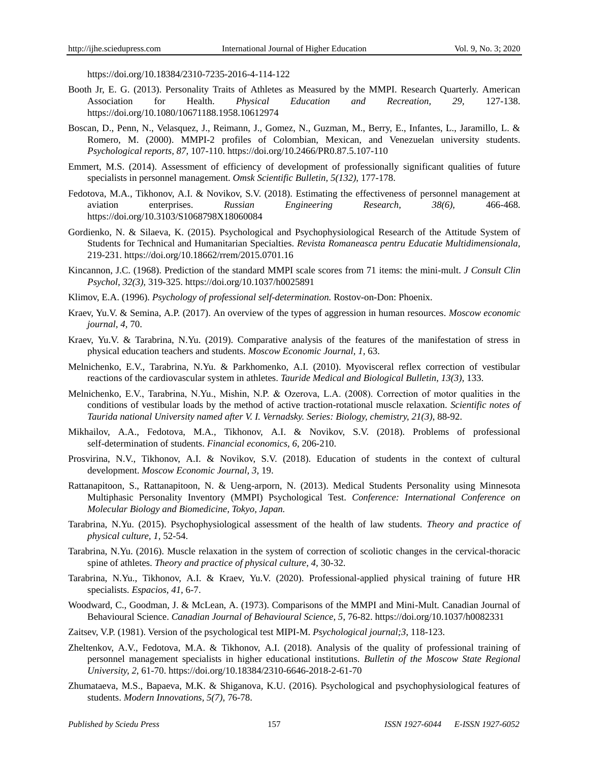https://doi.org/10.18384/2310-7235-2016-4-114-122

Booth Jr, E. G. (2013). Personality Traits of Athletes as Measured by the MMPI. Research Quarterly. American Association for Health. *Physical Education and Recreation, 29,* 127-138. https://doi.org/10.1080/10671188.1958.10612974

Boscan, D., Penn, N., Velasquez, J., Reimann, J., Gomez, N., Guzman, M., Berry, E., Infantes, L., Jaramillo, L. & Romero, M. (2000). MMPI-2 profiles of Colombian, Mexican, and Venezuelan university students. *Psychological reports, 87,* 107-110. https://doi.org/10.2466/PR0.87.5.107-110

Emmert, M.S. (2014). Assessment of efficiency of development of professionally significant qualities of future specialists in personnel management. *Omsk Scientific Bulletin, 5(132),* 177-178.

Fedotova, M.A., Tikhonov, A.I. & Novikov, S.V. (2018). Estimating the effectiveness of personnel management at aviation enterprises. *Russian Engineering Research, 38(6),* 466-468. https://doi.org/10.3103/S1068798X18060084

Gordienko, N. & Silaeva, K. (2015). Psychological and Psychophysiological Research of the Attitude System of Students for Technical and Humanitarian Specialties. *Revista Romaneasca pentru Educatie Multidimensionala,* 219-231. https://doi.org/10.18662/rrem/2015.0701.16

Kincannon, J.C. (1968). Prediction of the standard MMPI scale scores from 71 items: the mini-mult. *J Consult Clin Psychol, 32(3),* 319-325. https://doi.org/10.1037/h0025891

Klimov, E.A. (1996). *Psychology of professional self-determination.* Rostov-on-Don: Phoenix.

Kraev, Yu.V. & Semina, A.P. (2017). An overview of the types of aggression in human resources. *Moscow economic journal, 4,* 70.

Kraev, Yu.V. & Tarabrina, N.Yu. (2019). Comparative analysis of the features of the manifestation of stress in physical education teachers and students. *Moscow Economic Journal, 1,* 63.

Melnichenko, E.V., Tarabrina, N.Yu. & Parkhomenko, A.I. (2010). Myovisceral reflex correction of vestibular reactions of the cardiovascular system in athletes. *Tauride Medical and Biological Bulletin, 13(3),* 133.

Melnichenko, E.V., Tarabrina, N.Yu., Mishin, N.P. & Ozerova, L.A. (2008). Correction of motor qualities in the conditions of vestibular loads by the method of active traction-rotational muscle relaxation. *Scientific notes of Taurida national University named after V. I. Vernadsky. Series: Biology, chemistry, 21(3),* 88-92.

Mikhailov, A.A., Fedotova, M.A., Tikhonov, A.I. & Novikov, S.V. (2018). Problems of professional self-determination of students. *Financial economics, 6,* 206-210.

Prosvirina, N.V., Tikhonov, A.I. & Novikov, S.V. (2018). Education of students in the context of cultural development. *Moscow Economic Journal, 3,* 19.

Rattanapitoon, S., Rattanapitoon, N. & Ueng-arporn, N. (2013). Medical Students Personality using Minnesota Multiphasic Personality Inventory (MMPI) Psychological Test. *Conference: International Conference on Molecular Biology and Biomedicine, Tokyo, Japan.*

Tarabrina, N.Yu. (2015). Psychophysiological assessment of the health of law students. *Theory and practice of physical culture, 1,* 52-54.

Tarabrina, N.Yu. (2016). Muscle relaxation in the system of correction of scoliotic changes in the cervical-thoracic spine of athletes. *Theory and practice of physical culture, 4,* 30-32.

Tarabrina, N.Yu., Tikhonov, A.I. & Kraev, Yu.V. (2020). Professional-applied physical training of future HR specialists. *Espacios, 41,* 6-7.

Woodward, C., Goodman, J. & McLean, A. (1973). Comparisons of the MMPI and Mini-Mult. Canadian Journal of Behavioural Science. *Canadian Journal of Behavioural Science, 5,* 76-82. https://doi.org/10.1037/h0082331

Zaitsev, V.P. (1981). Version of the psychological test MIPI-M. *Psychological journal;3,* 118-123.

Zheltenkov, A.V., Fedotova, M.A. & Tikhonov, A.I. (2018). Analysis of the quality of professional training of personnel management specialists in higher educational institutions. *Bulletin of the Moscow State Regional University, 2,* 61-70. https://doi.org/10.18384/2310-6646-2018-2-61-70

Zhumataeva, M.S., Bapaeva, M.K. & Shiganova, K.U. (2016). Psychological and psychophysiological features of students. *Modern Innovations, 5(7),* 76-78.